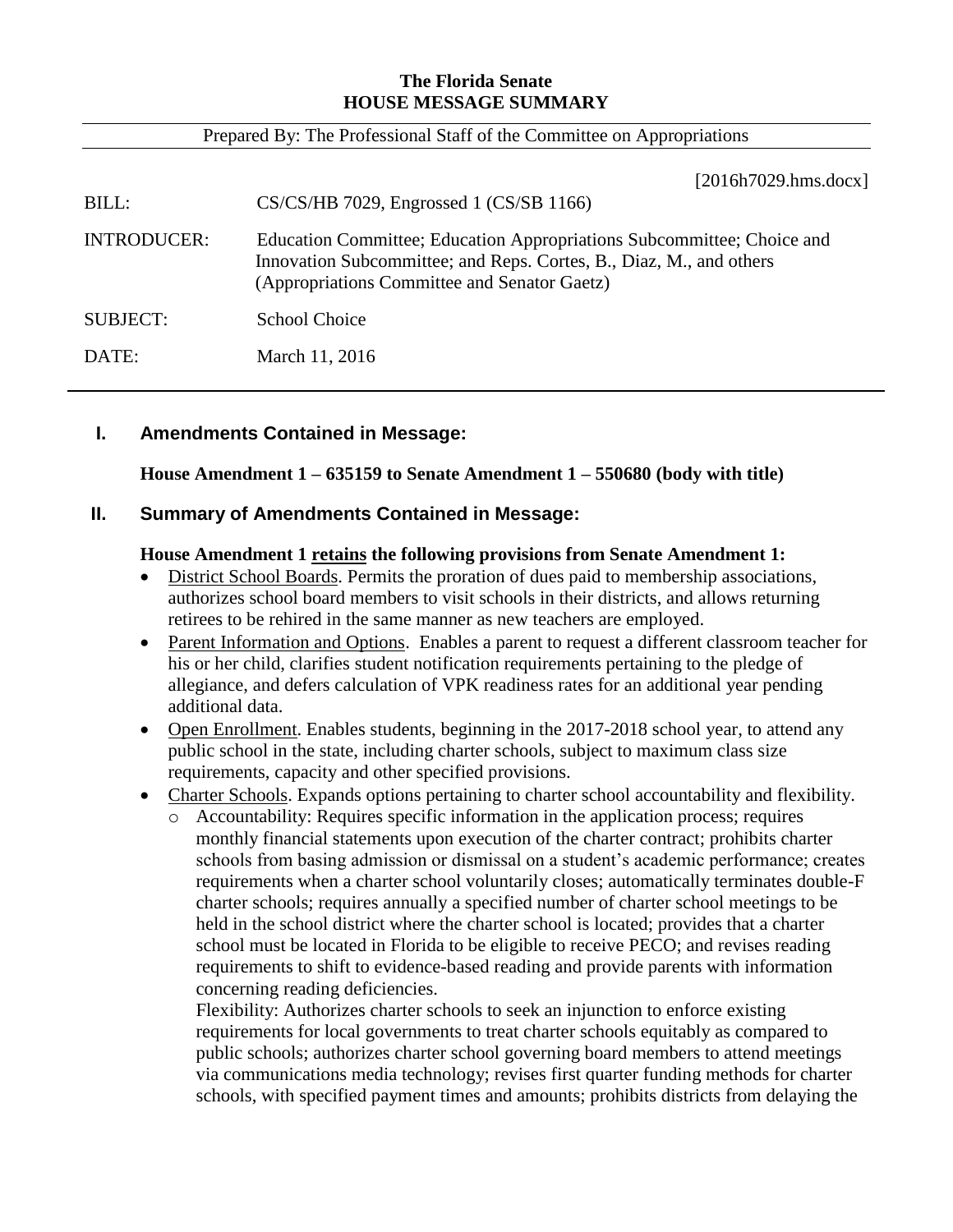**The Florida Senate**
**HOUSE MESSAGE SUMMARY**

Prepared By: The Professional Staff of the Committee on Appropriations

[2016h7029.hms.docx]

BILL: CS/CS/HB 7029, Engrossed 1 (CS/SB 1166)

INTRODUCER: Education Committee; Education Appropriations Subcommittee; Choice and Innovation Subcommittee; and Reps. Cortes, B., Diaz, M., and others (Appropriations Committee and Senator Gaetz)

SUBJECT: School Choice

DATE: March 11, 2016

## I. Amendments Contained in Message:

**House Amendment 1 – 635159 to Senate Amendment 1 – 550680 (body with title)**

## II. Summary of Amendments Contained in Message:

**House Amendment 1 retains the following provisions from Senate Amendment 1:**

- District School Boards. Permits the proration of dues paid to membership associations, authorizes school board members to visit schools in their districts, and allows returning retirees to be rehired in the same manner as new teachers are employed.
- Parent Information and Options. Enables a parent to request a different classroom teacher for his or her child, clarifies student notification requirements pertaining to the pledge of allegiance, and defers calculation of VPK readiness rates for an additional year pending additional data.
- Open Enrollment. Enables students, beginning in the 2017-2018 school year, to attend any public school in the state, including charter schools, subject to maximum class size requirements, capacity and other specified provisions.
- Charter Schools. Expands options pertaining to charter school accountability and flexibility.
  - Accountability: Requires specific information in the application process; requires monthly financial statements upon execution of the charter contract; prohibits charter schools from basing admission or dismissal on a student's academic performance; creates requirements when a charter school voluntarily closes; automatically terminates double-F charter schools; requires annually a specified number of charter school meetings to be held in the school district where the charter school is located; provides that a charter school must be located in Florida to be eligible to receive PECO; and revises reading requirements to shift to evidence-based reading and provide parents with information concerning reading deficiencies.

    Flexibility: Authorizes charter schools to seek an injunction to enforce existing requirements for local governments to treat charter schools equitably as compared to public schools; authorizes charter school governing board members to attend meetings via communications media technology; revises first quarter funding methods for charter schools, with specified payment times and amounts; prohibits districts from delaying the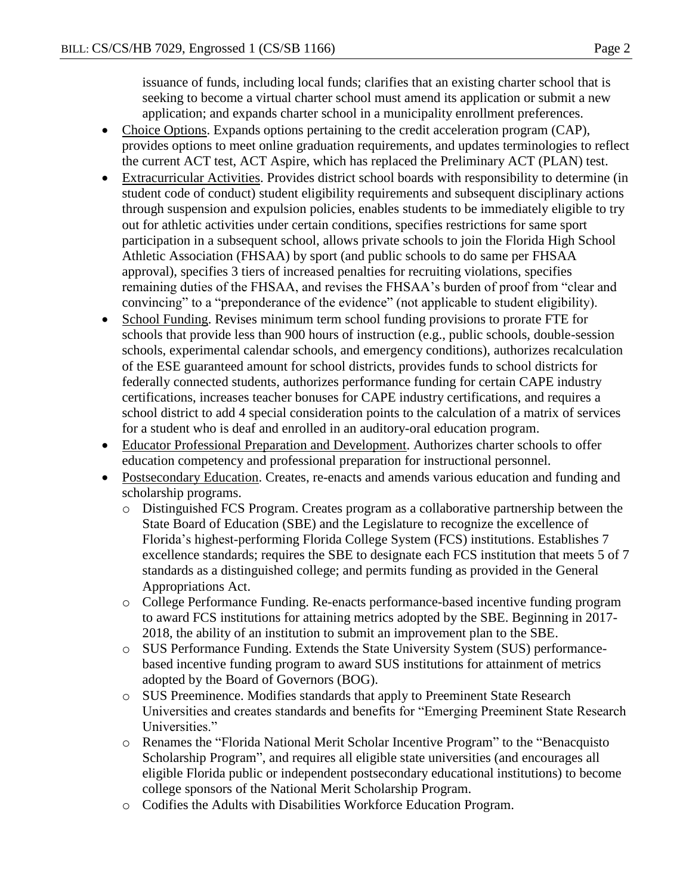issuance of funds, including local funds; clarifies that an existing charter school that is seeking to become a virtual charter school must amend its application or submit a new application; and expands charter school in a municipality enrollment preferences.

- Choice Options. Expands options pertaining to the credit acceleration program (CAP), provides options to meet online graduation requirements, and updates terminologies to reflect the current ACT test, ACT Aspire, which has replaced the Preliminary ACT (PLAN) test.
- Extracurricular Activities. Provides district school boards with responsibility to determine (in student code of conduct) student eligibility requirements and subsequent disciplinary actions through suspension and expulsion policies, enables students to be immediately eligible to try out for athletic activities under certain conditions, specifies restrictions for same sport participation in a subsequent school, allows private schools to join the Florida High School Athletic Association (FHSAA) by sport (and public schools to do same per FHSAA approval), specifies 3 tiers of increased penalties for recruiting violations, specifies remaining duties of the FHSAA, and revises the FHSAA's burden of proof from "clear and convincing" to a "preponderance of the evidence" (not applicable to student eligibility).
- School Funding. Revises minimum term school funding provisions to prorate FTE for schools that provide less than 900 hours of instruction (e.g., public schools, double-session schools, experimental calendar schools, and emergency conditions), authorizes recalculation of the ESE guaranteed amount for school districts, provides funds to school districts for federally connected students, authorizes performance funding for certain CAPE industry certifications, increases teacher bonuses for CAPE industry certifications, and requires a school district to add 4 special consideration points to the calculation of a matrix of services for a student who is deaf and enrolled in an auditory-oral education program.
- Educator Professional Preparation and Development. Authorizes charter schools to offer education competency and professional preparation for instructional personnel.
- Postsecondary Education. Creates, re-enacts and amends various education and funding and scholarship programs.
  - Distinguished FCS Program. Creates program as a collaborative partnership between the State Board of Education (SBE) and the Legislature to recognize the excellence of Florida's highest-performing Florida College System (FCS) institutions. Establishes 7 excellence standards; requires the SBE to designate each FCS institution that meets 5 of 7 standards as a distinguished college; and permits funding as provided in the General Appropriations Act.
  - College Performance Funding. Re-enacts performance-based incentive funding program to award FCS institutions for attaining metrics adopted by the SBE. Beginning in 2017-2018, the ability of an institution to submit an improvement plan to the SBE.
  - SUS Performance Funding. Extends the State University System (SUS) performance-based incentive funding program to award SUS institutions for attainment of metrics adopted by the Board of Governors (BOG).
  - SUS Preeminence. Modifies standards that apply to Preeminent State Research Universities and creates standards and benefits for "Emerging Preeminent State Research Universities."
  - Renames the "Florida National Merit Scholar Incentive Program" to the "Benacquisto Scholarship Program", and requires all eligible state universities (and encourages all eligible Florida public or independent postsecondary educational institutions) to become college sponsors of the National Merit Scholarship Program.
  - Codifies the Adults with Disabilities Workforce Education Program.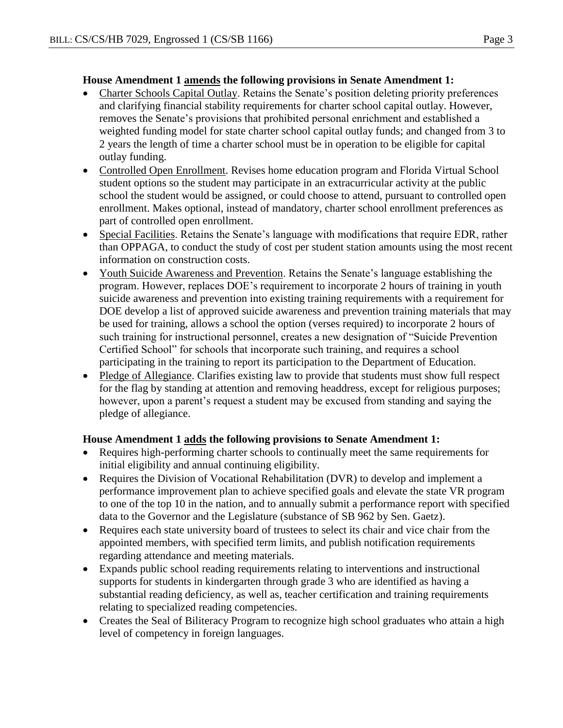**House Amendment 1 amends the following provisions in Senate Amendment 1:**

- Charter Schools Capital Outlay. Retains the Senate's position deleting priority preferences and clarifying financial stability requirements for charter school capital outlay. However, removes the Senate's provisions that prohibited personal enrichment and established a weighted funding model for state charter school capital outlay funds; and changed from 3 to 2 years the length of time a charter school must be in operation to be eligible for capital outlay funding.
- Controlled Open Enrollment. Revises home education program and Florida Virtual School student options so the student may participate in an extracurricular activity at the public school the student would be assigned, or could choose to attend, pursuant to controlled open enrollment. Makes optional, instead of mandatory, charter school enrollment preferences as part of controlled open enrollment.
- Special Facilities. Retains the Senate's language with modifications that require EDR, rather than OPPAGA, to conduct the study of cost per student station amounts using the most recent information on construction costs.
- Youth Suicide Awareness and Prevention. Retains the Senate's language establishing the program. However, replaces DOE's requirement to incorporate 2 hours of training in youth suicide awareness and prevention into existing training requirements with a requirement for DOE develop a list of approved suicide awareness and prevention training materials that may be used for training, allows a school the option (verses required) to incorporate 2 hours of such training for instructional personnel, creates a new designation of "Suicide Prevention Certified School" for schools that incorporate such training, and requires a school participating in the training to report its participation to the Department of Education.
- Pledge of Allegiance. Clarifies existing law to provide that students must show full respect for the flag by standing at attention and removing headdress, except for religious purposes; however, upon a parent's request a student may be excused from standing and saying the pledge of allegiance.

**House Amendment 1 adds the following provisions to Senate Amendment 1:**

- Requires high-performing charter schools to continually meet the same requirements for initial eligibility and annual continuing eligibility.
- Requires the Division of Vocational Rehabilitation (DVR) to develop and implement a performance improvement plan to achieve specified goals and elevate the state VR program to one of the top 10 in the nation, and to annually submit a performance report with specified data to the Governor and the Legislature (substance of SB 962 by Sen. Gaetz).
- Requires each state university board of trustees to select its chair and vice chair from the appointed members, with specified term limits, and publish notification requirements regarding attendance and meeting materials.
- Expands public school reading requirements relating to interventions and instructional supports for students in kindergarten through grade 3 who are identified as having a substantial reading deficiency, as well as, teacher certification and training requirements relating to specialized reading competencies.
- Creates the Seal of Biliteracy Program to recognize high school graduates who attain a high level of competency in foreign languages.